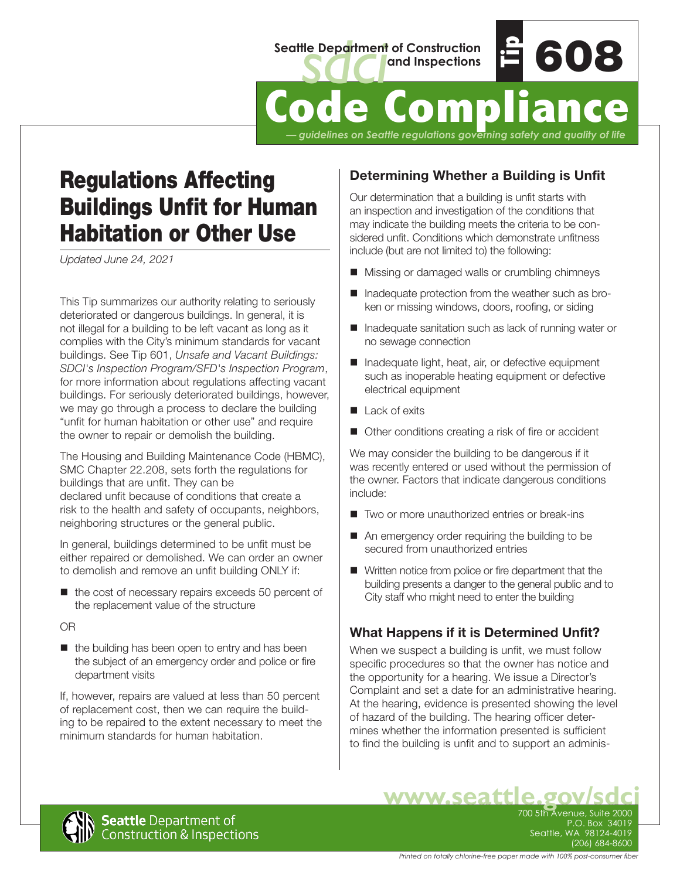Seattle Department of Construction and Inspections

**Tip 608**

# Code Compliance

*— guidelines on Seattle regulations governing safety and quality of life*

## Regulations Affecting Buildings Unfit for Human Habitation or Other Use

*Updated June 24, 2021*

This Tip summarizes our authority relating to seriously deteriorated or dangerous buildings. In general, it is not illegal for a building to be left vacant as long as it complies with the City's minimum standards for vacant buildings. See Tip 601, *Unsafe and Vacant Buildings: SDCI's Inspection Program/SFD's Inspection Program*, for more information about regulations affecting vacant buildings. For seriously deteriorated buildings, however, we may go through a process to declare the building "unfit for human habitation or other use" and require the owner to repair or demolish the building.

The Housing and Building Maintenance Code (HBMC), SMC Chapter 22.208, sets forth the regulations for buildings that are unfit. They can be declared unfit because of conditions that create a risk to the health and safety of occupants, neighbors, neighboring structures or the general public.

In general, buildings determined to be unfit must be either repaired or demolished. We can order an owner to demolish and remove an unfit building ONLY if:

- the cost of necessary repairs exceeds 50 percent of the replacement value of the structure

OR

- the building has been open to entry and has been the subject of an emergency order and police or fire department visits

If, however, repairs are valued at less than 50 percent of replacement cost, then we can require the building to be repaired to the extent necessary to meet the minimum standards for human habitation.

### Determining Whether a Building is Unfit

Our determination that a building is unfit starts with an inspection and investigation of the conditions that may indicate the building meets the criteria to be considered unfit. Conditions which demonstrate unfitness include (but are not limited to) the following:

- Missing or damaged walls or crumbling chimneys
- Inadequate protection from the weather such as broken or missing windows, doors, roofing, or siding
- Inadequate sanitation such as lack of running water or no sewage connection
- Inadequate light, heat, air, or defective equipment such as inoperable heating equipment or defective electrical equipment
- Lack of exits
- Other conditions creating a risk of fire or accident

We may consider the building to be dangerous if it was recently entered or used without the permission of the owner. Factors that indicate dangerous conditions include:

- Two or more unauthorized entries or break-ins
- An emergency order requiring the building to be secured from unauthorized entries
- Written notice from police or fire department that the building presents a danger to the general public and to City staff who might need to enter the building

### What Happens if it is Determined Unfit?

When we suspect a building is unfit, we must follow specific procedures so that the owner has notice and the opportunity for a hearing. We issue a Director's Complaint and set a date for an administrative hearing. At the hearing, evidence is presented showing the level of hazard of the building. The hearing officer determines whether the information presented is sufficient to find the building is unfit and to support an adminis-

**www.seattle.gov/sdci**

Seattle Department of Construction & Inspections
700 5th Avenue, Suite 2000
P.O. Box 34019
Seattle, WA 98124-4019
(206) 684-8600

*Printed on totally chlorine-free paper made with 100% post-consumer fiber*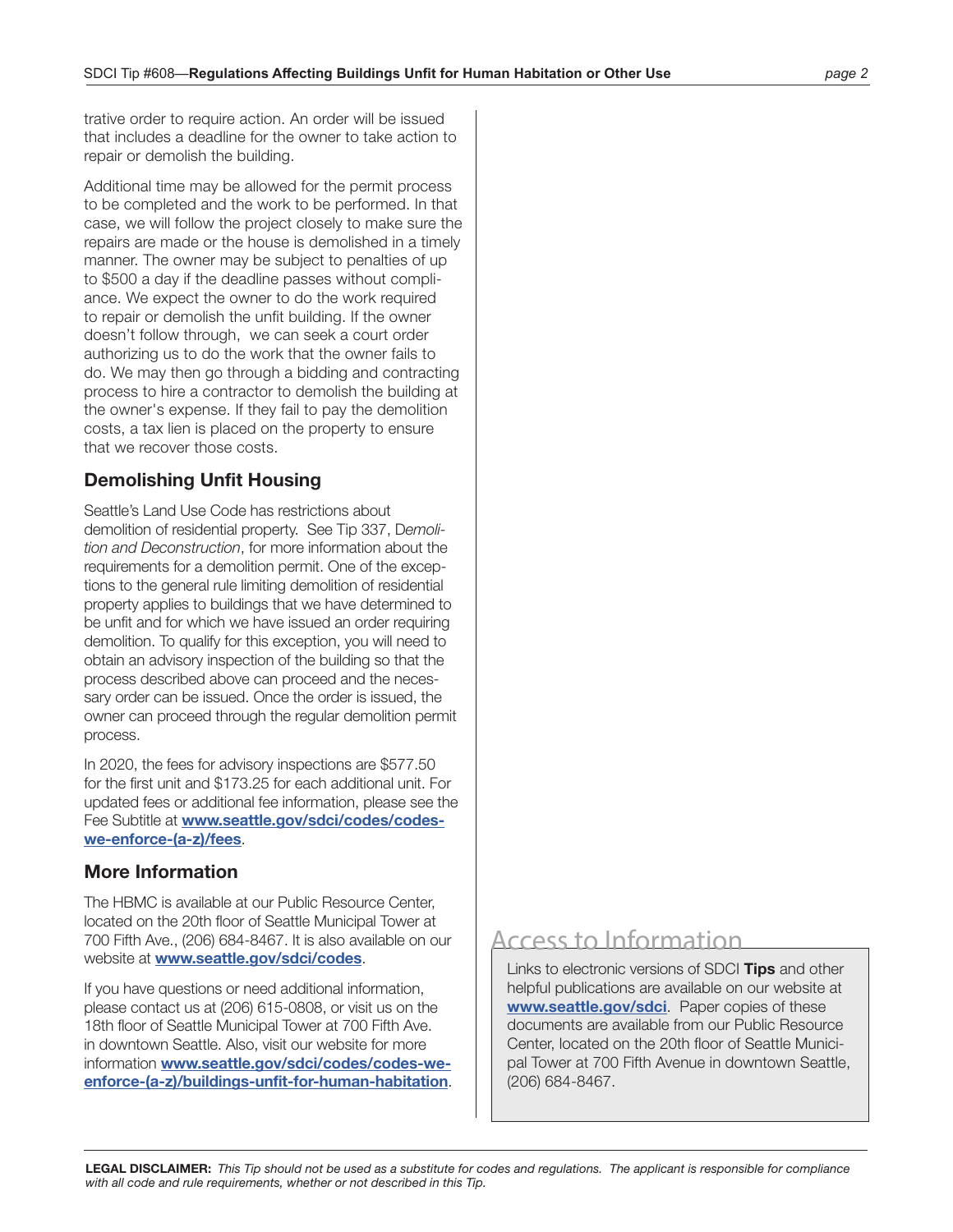trative order to require action. An order will be issued that includes a deadline for the owner to take action to repair or demolish the building.

Additional time may be allowed for the permit process to be completed and the work to be performed. In that case, we will follow the project closely to make sure the repairs are made or the house is demolished in a timely manner. The owner may be subject to penalties of up to $500 a day if the deadline passes without compliance. We expect the owner to do the work required to repair or demolish the unfit building. If the owner doesn't follow through, we can seek a court order authorizing us to do the work that the owner fails to do. We may then go through a bidding and contracting process to hire a contractor to demolish the building at the owner's expense. If they fail to pay the demolition costs, a tax lien is placed on the property to ensure that we recover those costs.

## Demolishing Unfit Housing

Seattle's Land Use Code has restrictions about demolition of residential property. See Tip 337, *Demolition and Deconstruction*, for more information about the requirements for a demolition permit. One of the exceptions to the general rule limiting demolition of residential property applies to buildings that we have determined to be unfit and for which we have issued an order requiring demolition. To qualify for this exception, you will need to obtain an advisory inspection of the building so that the process described above can proceed and the necessary order can be issued. Once the order is issued, the owner can proceed through the regular demolition permit process.

In 2020, the fees for advisory inspections are $577.50 for the first unit and $173.25 for each additional unit. For updated fees or additional fee information, please see the Fee Subtitle at **www.seattle.gov/sdci/codes/codes-we-enforce-(a-z)/fees**.

## More Information

The HBMC is available at our Public Resource Center, located on the 20th floor of Seattle Municipal Tower at 700 Fifth Ave., (206) 684-8467. It is also available on our website at **www.seattle.gov/sdci/codes**.

If you have questions or need additional information, please contact us at (206) 615-0808, or visit us on the 18th floor of Seattle Municipal Tower at 700 Fifth Ave. in downtown Seattle. Also, visit our website for more information **www.seattle.gov/sdci/codes/codes-we-enforce-(a-z)/buildings-unfit-for-human-habitation**.

## Access to Information

Links to electronic versions of SDCI **Tips** and other helpful publications are available on our website at **www.seattle.gov/sdci**. Paper copies of these documents are available from our Public Resource Center, located on the 20th floor of Seattle Municipal Tower at 700 Fifth Avenue in downtown Seattle, (206) 684-8467.

**LEGAL DISCLAIMER:** *This Tip should not be used as a substitute for codes and regulations. The applicant is responsible for compliance with all code and rule requirements, whether or not described in this Tip.*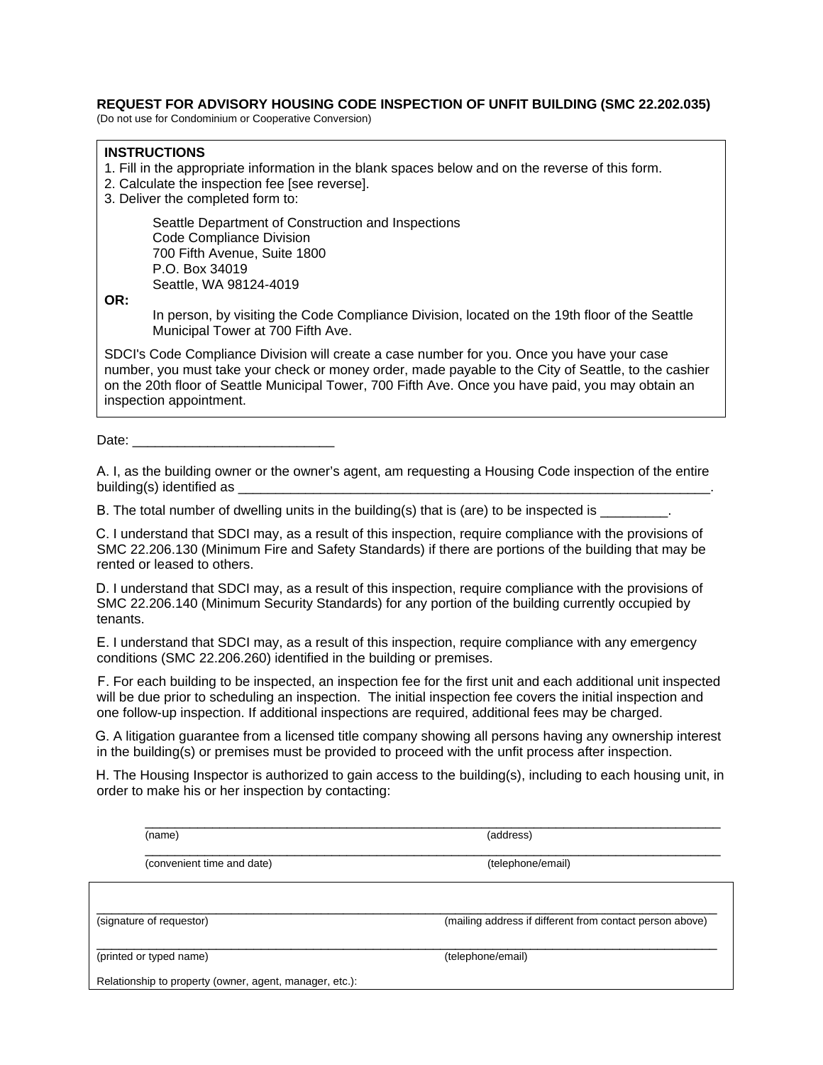**REQUEST FOR ADVISORY HOUSING CODE INSPECTION OF UNFIT BUILDING (SMC 22.202.035)**

(Do not use for Condominium or Cooperative Conversion)

**INSTRUCTIONS**

1. Fill in the appropriate information in the blank spaces below and on the reverse of this form.
2. Calculate the inspection fee [see reverse].
3. Deliver the completed form to:

   Seattle Department of Construction and Inspections
   Code Compliance Division
   700 Fifth Avenue, Suite 1800
   P.O. Box 34019
   Seattle, WA 98124-4019

**OR:**

   In person, by visiting the Code Compliance Division, located on the 19th floor of the Seattle Municipal Tower at 700 Fifth Ave.

SDCI's Code Compliance Division will create a case number for you. Once you have your case number, you must take your check or money order, made payable to the City of Seattle, to the cashier on the 20th floor of Seattle Municipal Tower, 700 Fifth Ave. Once you have paid, you may obtain an inspection appointment.

Date: ___________________________

A. I, as the building owner or the owner's agent, am requesting a Housing Code inspection of the entire building(s) identified as ________________________________________________________________.

B. The total number of dwelling units in the building(s) that is (are) to be inspected is _________.

C. I understand that SDCI may, as a result of this inspection, require compliance with the provisions of SMC 22.206.130 (Minimum Fire and Safety Standards) if there are portions of the building that may be rented or leased to others.

D. I understand that SDCI may, as a result of this inspection, require compliance with the provisions of SMC 22.206.140 (Minimum Security Standards) for any portion of the building currently occupied by tenants.

E. I understand that SDCI may, as a result of this inspection, require compliance with any emergency conditions (SMC 22.206.260) identified in the building or premises.

F. For each building to be inspected, an inspection fee for the first unit and each additional unit inspected will be due prior to scheduling an inspection. The initial inspection fee covers the initial inspection and one follow-up inspection. If additional inspections are required, additional fees may be charged.

G. A litigation guarantee from a licensed title company showing all persons having any ownership interest in the building(s) or premises must be provided to proceed with the unfit process after inspection.

H. The Housing Inspector is authorized to gain access to the building(s), including to each housing unit, in order to make his or her inspection by contacting:

_______________________________________________________________________________
(name) (address)

_______________________________________________________________________________
(convenient time and date) (telephone/email)

_______________________________________________________________________________
(signature of requestor) (mailing address if different from contact person above)

_______________________________________________________________________________
(printed or typed name) (telephone/email)

Relationship to property (owner, agent, manager, etc.):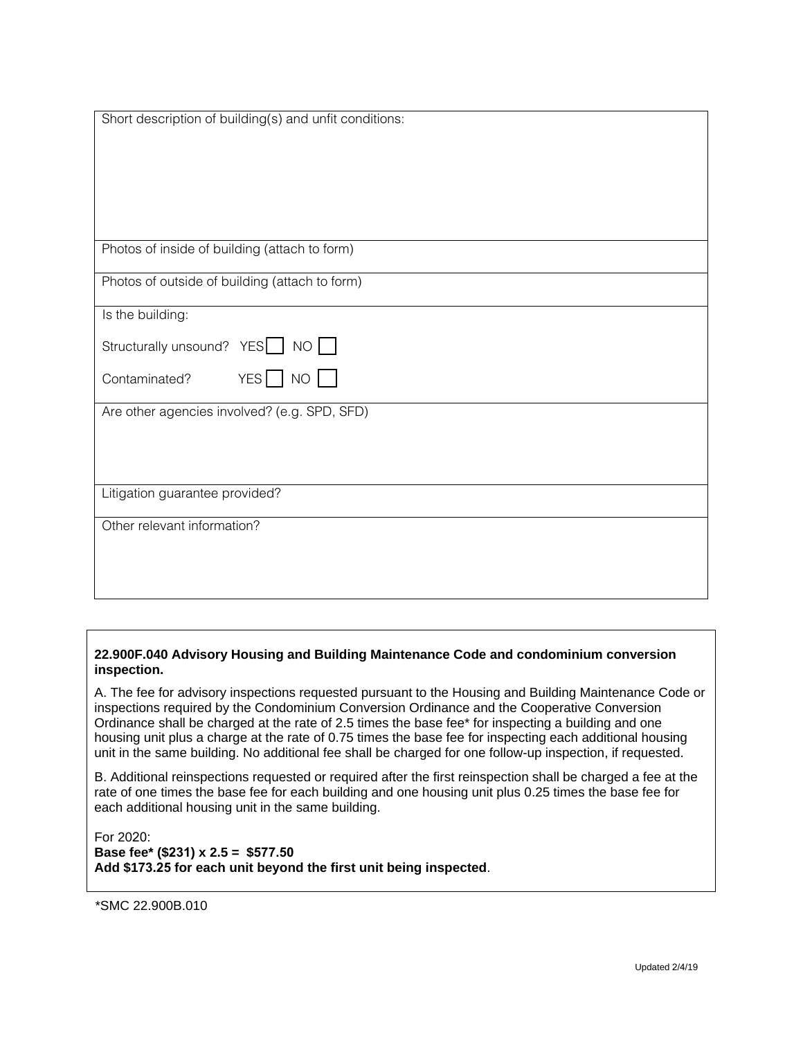| |
|---|
| Short description of building(s) and unfit conditions: |
| Photos of inside of building (attach to form) |
| Photos of outside of building (attach to form) |
| Is the building:<br><br>Structurally unsound? YES ☐ NO ☐<br><br>Contaminated? YES ☐ NO ☐ |
| Are other agencies involved? (e.g. SPD, SFD) |
| Litigation guarantee provided? |
| Other relevant information? |

**22.900F.040 Advisory Housing and Building Maintenance Code and condominium conversion inspection.**

A. The fee for advisory inspections requested pursuant to the Housing and Building Maintenance Code or inspections required by the Condominium Conversion Ordinance and the Cooperative Conversion Ordinance shall be charged at the rate of 2.5 times the base fee* for inspecting a building and one housing unit plus a charge at the rate of 0.75 times the base fee for inspecting each additional housing unit in the same building. No additional fee shall be charged for one follow-up inspection, if requested.

B. Additional reinspections requested or required after the first reinspection shall be charged a fee at the rate of one times the base fee for each building and one housing unit plus 0.25 times the base fee for each additional housing unit in the same building.

For 2020:
**Base fee* ($231) x 2.5 = $577.50**
**Add $173.25 for each unit beyond the first unit being inspected**.

*SMC 22.900B.010

Updated 2/4/19